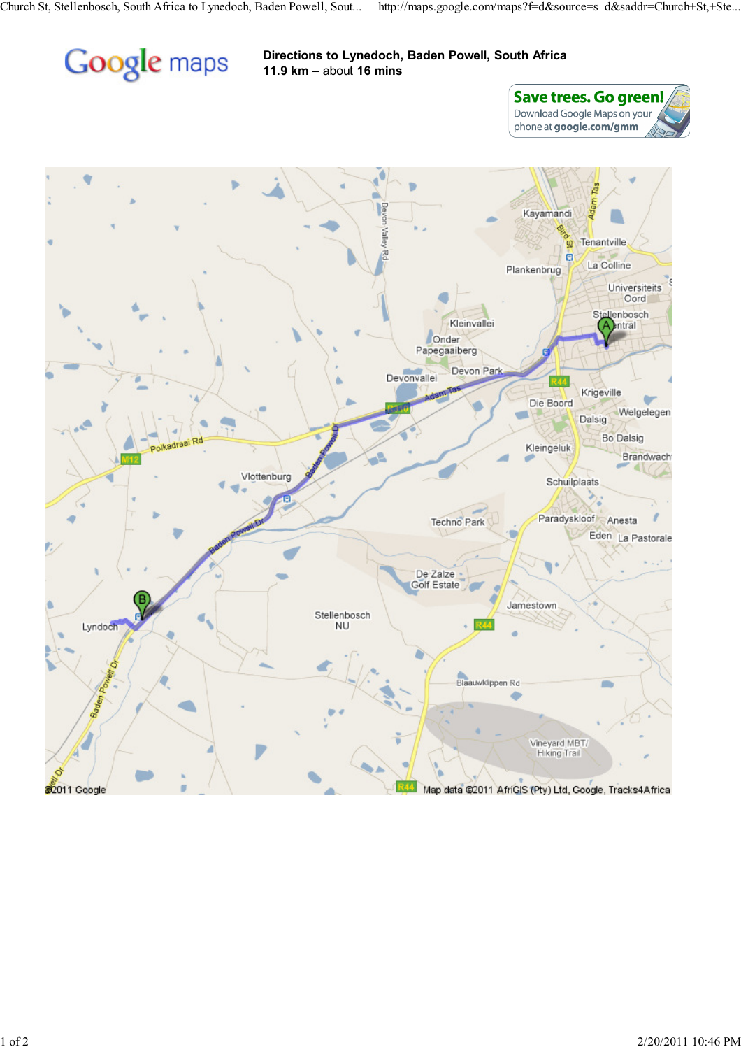# Directions to Lynedoch, Baden Powell, South Africa

**11.9 km** – about **16 mins**

**Save trees. Go green!**
Download Google Maps on your phone at **google.com/gmm**

©2011 Google

Map data ©2011 AfriGIS (Pty) Ltd, Google, Tracks4Africa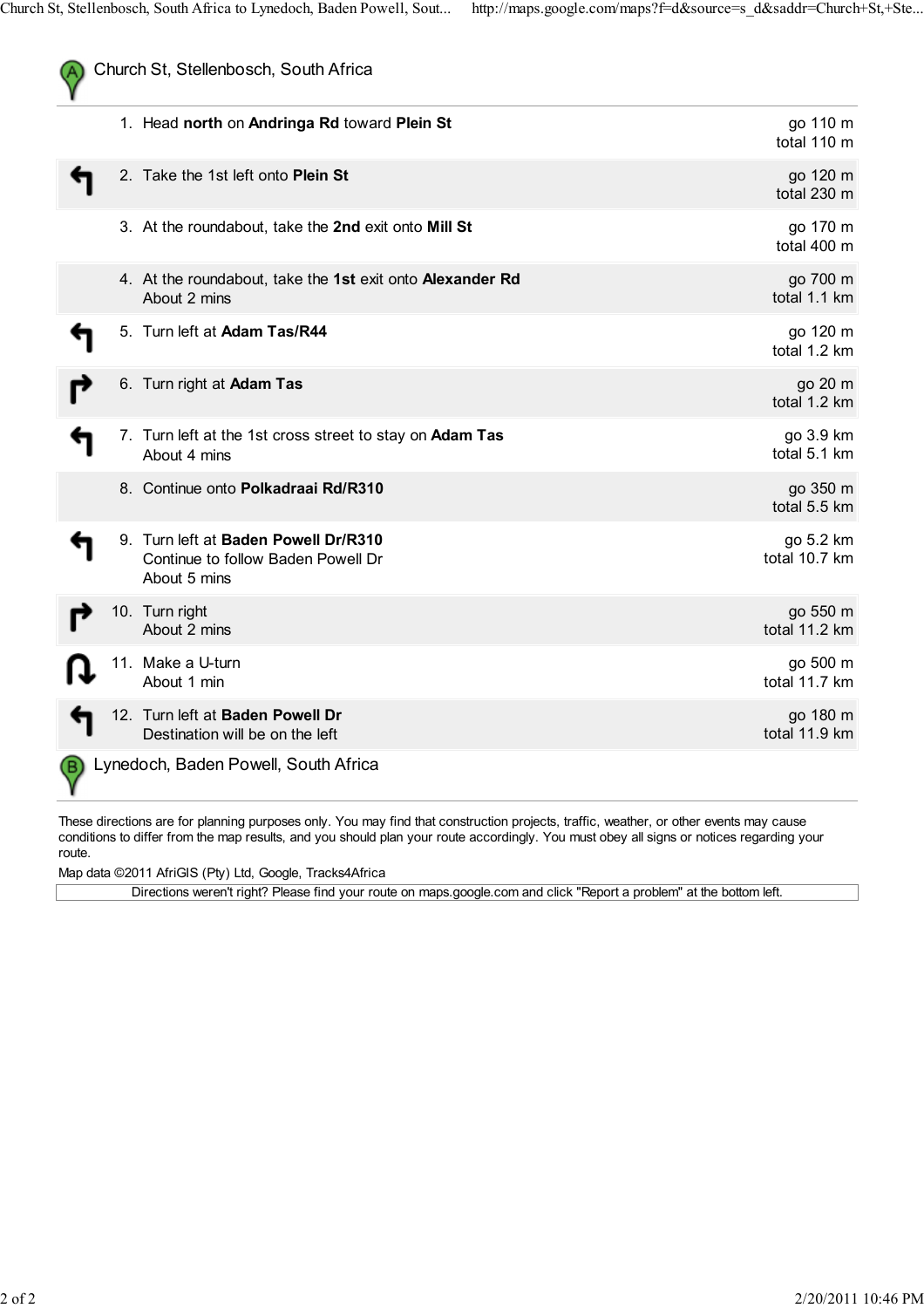Church St, Stellenbosch, South Africa

| | | |
|---|---|---|
| 1. | Head **north** on **Andringa Rd** toward **Plein St** | go 110 m<br>total 110 m |
| 2. | Take the 1st left onto **Plein St** | go 120 m<br>total 230 m |
| 3. | At the roundabout, take the **2nd** exit onto **Mill St** | go 170 m<br>total 400 m |
| 4. | At the roundabout, take the **1st** exit onto **Alexander Rd**<br>About 2 mins | go 700 m<br>total 1.1 km |
| 5. | Turn left at **Adam Tas/R44** | go 120 m<br>total 1.2 km |
| 6. | Turn right at **Adam Tas** | go 20 m<br>total 1.2 km |
| 7. | Turn left at the 1st cross street to stay on **Adam Tas**<br>About 4 mins | go 3.9 km<br>total 5.1 km |
| 8. | Continue onto **Polkadraai Rd/R310** | go 350 m<br>total 5.5 km |
| 9. | Turn left at **Baden Powell Dr/R310**<br>Continue to follow Baden Powell Dr<br>About 5 mins | go 5.2 km<br>total 10.7 km |
| 10. | Turn right<br>About 2 mins | go 550 m<br>total 11.2 km |
| 11. | Make a U-turn<br>About 1 min | go 500 m<br>total 11.7 km |
| 12. | Turn left at **Baden Powell Dr**<br>Destination will be on the left | go 180 m<br>total 11.9 km |

Lynedoch, Baden Powell, South Africa

These directions are for planning purposes only. You may find that construction projects, traffic, weather, or other events may cause conditions to differ from the map results, and you should plan your route accordingly. You must obey all signs or notices regarding your route.

Map data ©2011 AfriGIS (Pty) Ltd, Google, Tracks4Africa

Directions weren't right? Please find your route on maps.google.com and click "Report a problem" at the bottom left.